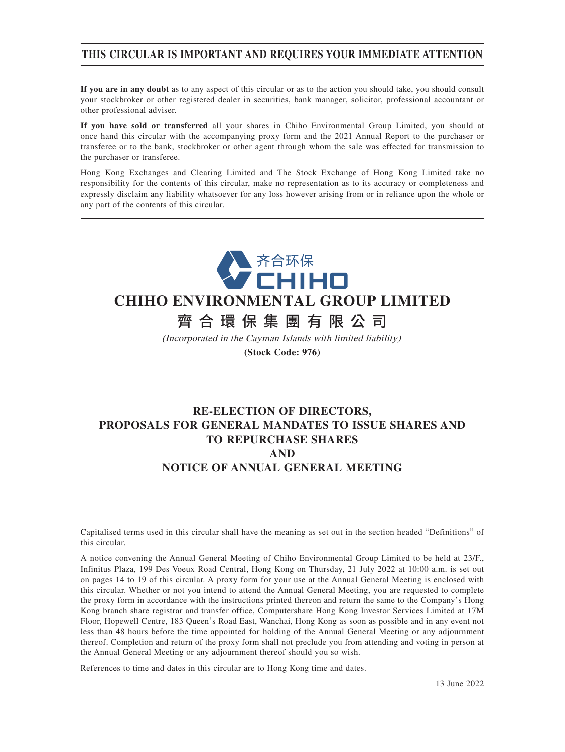**THIS CIRCULAR IS IMPORTANT AND REQUIRES YOUR IMMEDIATE ATTENTION**

**If you are in any doubt** as to any aspect of this circular or as to the action you should take, you should consult your stockbroker or other registered dealer in securities, bank manager, solicitor, professional accountant or other professional adviser.

**If you have sold or transferred** all your shares in Chiho Environmental Group Limited, you should at once hand this circular with the accompanying proxy form and the 2021 Annual Report to the purchaser or transferee or to the bank, stockbroker or other agent through whom the sale was effected for transmission to the purchaser or transferee.

Hong Kong Exchanges and Clearing Limited and The Stock Exchange of Hong Kong Limited take no responsibility for the contents of this circular, make no representation as to its accuracy or completeness and expressly disclaim any liability whatsoever for any loss however arising from or in reliance upon the whole or any part of the contents of this circular.

齐合环保
CHIHO

# CHIHO ENVIRONMENTAL GROUP LIMITED
# 齊合環保集團有限公司

*(Incorporated in the Cayman Islands with limited liability)*

**(Stock Code: 976)**

## RE-ELECTION OF DIRECTORS,
## PROPOSALS FOR GENERAL MANDATES TO ISSUE SHARES AND TO REPURCHASE SHARES
## AND
## NOTICE OF ANNUAL GENERAL MEETING

Capitalised terms used in this circular shall have the meaning as set out in the section headed "Definitions" of this circular.

A notice convening the Annual General Meeting of Chiho Environmental Group Limited to be held at 23/F., Infinitus Plaza, 199 Des Voeux Road Central, Hong Kong on Thursday, 21 July 2022 at 10:00 a.m. is set out on pages 14 to 19 of this circular. A proxy form for your use at the Annual General Meeting is enclosed with this circular. Whether or not you intend to attend the Annual General Meeting, you are requested to complete the proxy form in accordance with the instructions printed thereon and return the same to the Company's Hong Kong branch share registrar and transfer office, Computershare Hong Kong Investor Services Limited at 17M Floor, Hopewell Centre, 183 Queen's Road East, Wanchai, Hong Kong as soon as possible and in any event not less than 48 hours before the time appointed for holding of the Annual General Meeting or any adjournment thereof. Completion and return of the proxy form shall not preclude you from attending and voting in person at the Annual General Meeting or any adjournment thereof should you so wish.

References to time and dates in this circular are to Hong Kong time and dates.

13 June 2022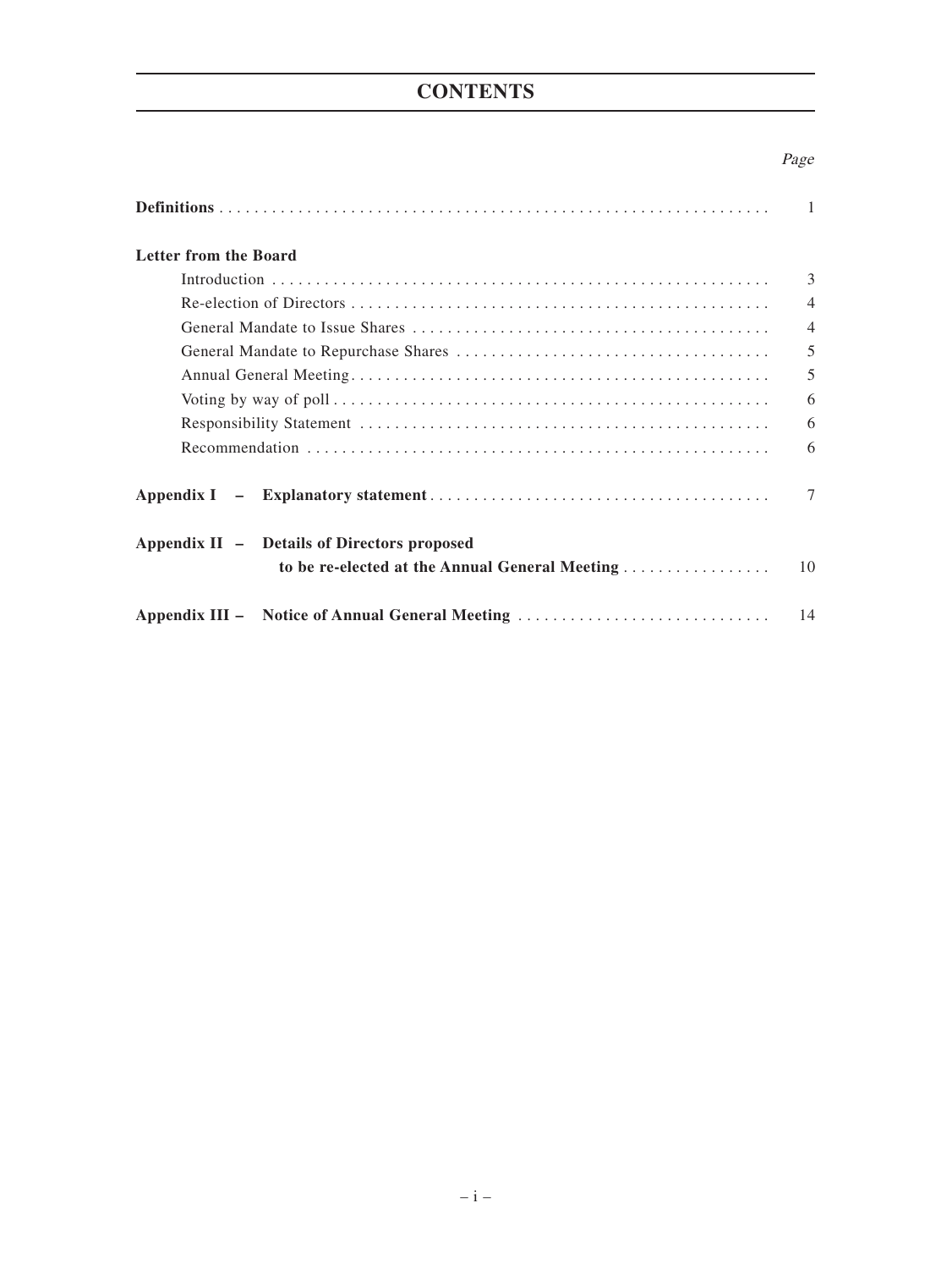# CONTENTS

| | *Page* |
|---|---|
| **Definitions** | 1 |
| **Letter from the Board** | |
| Introduction | 3 |
| Re-election of Directors | 4 |
| General Mandate to Issue Shares | 4 |
| General Mandate to Repurchase Shares | 5 |
| Annual General Meeting | 5 |
| Voting by way of poll | 6 |
| Responsibility Statement | 6 |
| Recommendation | 6 |
| **Appendix I – Explanatory statement** | 7 |
| **Appendix II – Details of Directors proposed to be re-elected at the Annual General Meeting** | 10 |
| **Appendix III – Notice of Annual General Meeting** | 14 |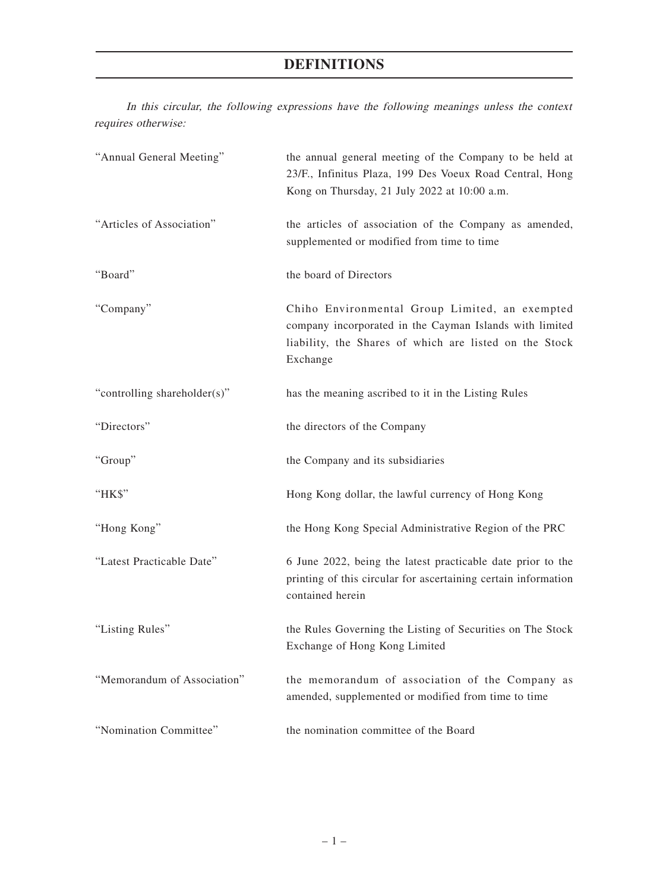# DEFINITIONS

*In this circular, the following expressions have the following meanings unless the context requires otherwise:*

| | |
|---|---|
| "Annual General Meeting" | the annual general meeting of the Company to be held at 23/F., Infinitus Plaza, 199 Des Voeux Road Central, Hong Kong on Thursday, 21 July 2022 at 10:00 a.m. |
| "Articles of Association" | the articles of association of the Company as amended, supplemented or modified from time to time |
| "Board" | the board of Directors |
| "Company" | Chiho Environmental Group Limited, an exempted company incorporated in the Cayman Islands with limited liability, the Shares of which are listed on the Stock Exchange |
| "controlling shareholder(s)" | has the meaning ascribed to it in the Listing Rules |
| "Directors" | the directors of the Company |
| "Group" | the Company and its subsidiaries |
| "HK$" | Hong Kong dollar, the lawful currency of Hong Kong |
| "Hong Kong" | the Hong Kong Special Administrative Region of the PRC |
| "Latest Practicable Date" | 6 June 2022, being the latest practicable date prior to the printing of this circular for ascertaining certain information contained herein |
| "Listing Rules" | the Rules Governing the Listing of Securities on The Stock Exchange of Hong Kong Limited |
| "Memorandum of Association" | the memorandum of association of the Company as amended, supplemented or modified from time to time |
| "Nomination Committee" | the nomination committee of the Board |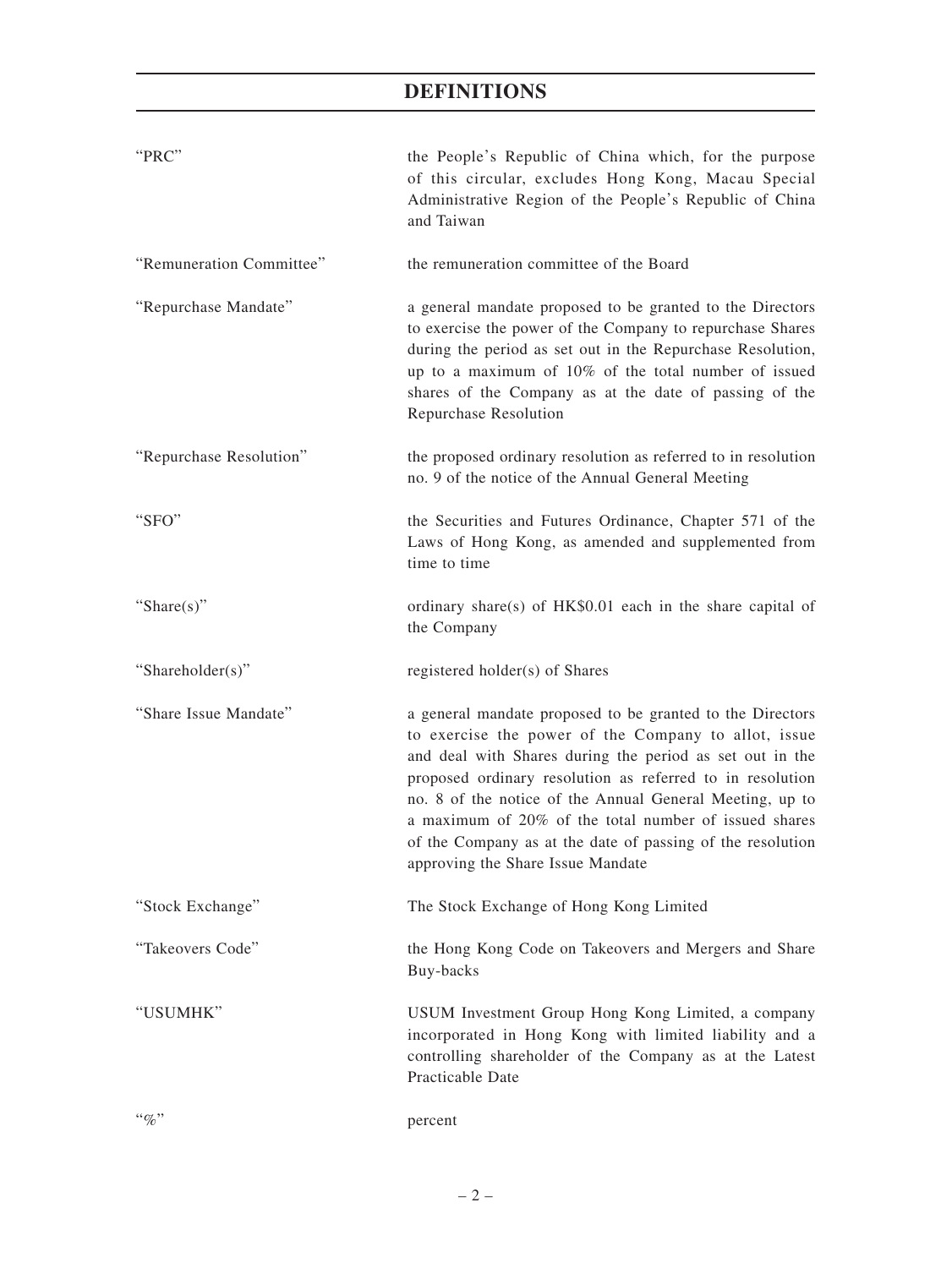# DEFINITIONS

| | |
|---|---|
| "PRC" | the People's Republic of China which, for the purpose of this circular, excludes Hong Kong, Macau Special Administrative Region of the People's Republic of China and Taiwan |
| "Remuneration Committee" | the remuneration committee of the Board |
| "Repurchase Mandate" | a general mandate proposed to be granted to the Directors to exercise the power of the Company to repurchase Shares during the period as set out in the Repurchase Resolution, up to a maximum of 10% of the total number of issued shares of the Company as at the date of passing of the Repurchase Resolution |
| "Repurchase Resolution" | the proposed ordinary resolution as referred to in resolution no. 9 of the notice of the Annual General Meeting |
| "SFO" | the Securities and Futures Ordinance, Chapter 571 of the Laws of Hong Kong, as amended and supplemented from time to time |
| "Share(s)" | ordinary share(s) of HK$0.01 each in the share capital of the Company |
| "Shareholder(s)" | registered holder(s) of Shares |
| "Share Issue Mandate" | a general mandate proposed to be granted to the Directors to exercise the power of the Company to allot, issue and deal with Shares during the period as set out in the proposed ordinary resolution as referred to in resolution no. 8 of the notice of the Annual General Meeting, up to a maximum of 20% of the total number of issued shares of the Company as at the date of passing of the resolution approving the Share Issue Mandate |
| "Stock Exchange" | The Stock Exchange of Hong Kong Limited |
| "Takeovers Code" | the Hong Kong Code on Takeovers and Mergers and Share Buy-backs |
| "USUMHK" | USUM Investment Group Hong Kong Limited, a company incorporated in Hong Kong with limited liability and a controlling shareholder of the Company as at the Latest Practicable Date |
| "%" | percent |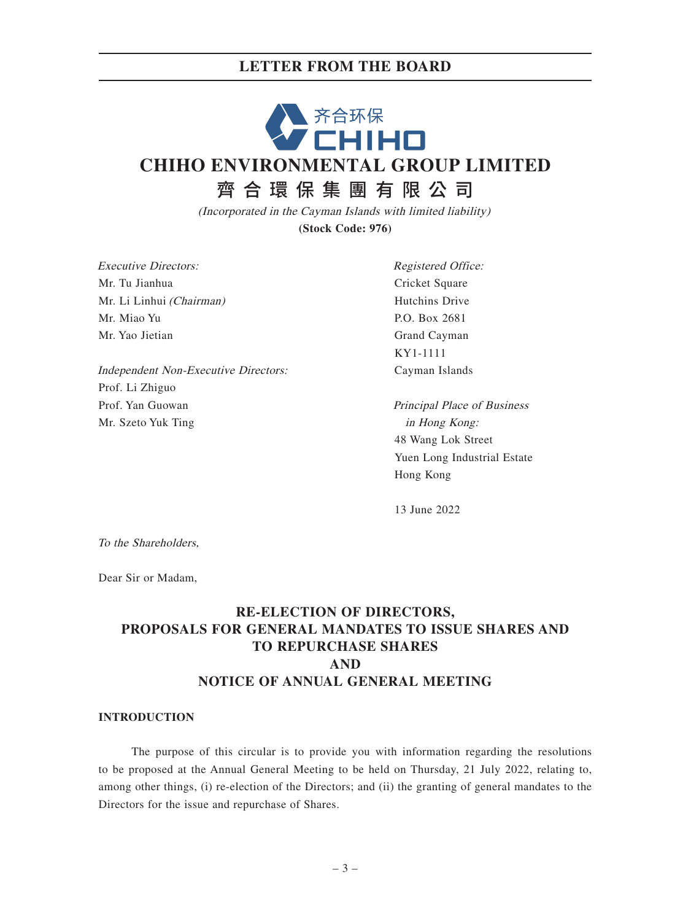# LETTER FROM THE BOARD

齐合环保
CHIHO

## CHIHO ENVIRONMENTAL GROUP LIMITED
## 齊合環保集團有限公司

*(Incorporated in the Cayman Islands with limited liability)*
**(Stock Code: 976)**

*Executive Directors:*
Mr. Tu Jianhua
Mr. Li Linhui *(Chairman)*
Mr. Miao Yu
Mr. Yao Jietian

*Independent Non-Executive Directors:*
Prof. Li Zhiguo
Prof. Yan Guowan
Mr. Szeto Yuk Ting

*Registered Office:*
Cricket Square
Hutchins Drive
P.O. Box 2681
Grand Cayman
KY1-1111
Cayman Islands

*Principal Place of Business in Hong Kong:*
48 Wang Lok Street
Yuen Long Industrial Estate
Hong Kong

13 June 2022

*To the Shareholders,*

Dear Sir or Madam,

## RE-ELECTION OF DIRECTORS, PROPOSALS FOR GENERAL MANDATES TO ISSUE SHARES AND TO REPURCHASE SHARES AND NOTICE OF ANNUAL GENERAL MEETING

### INTRODUCTION

The purpose of this circular is to provide you with information regarding the resolutions to be proposed at the Annual General Meeting to be held on Thursday, 21 July 2022, relating to, among other things, (i) re-election of the Directors; and (ii) the granting of general mandates to the Directors for the issue and repurchase of Shares.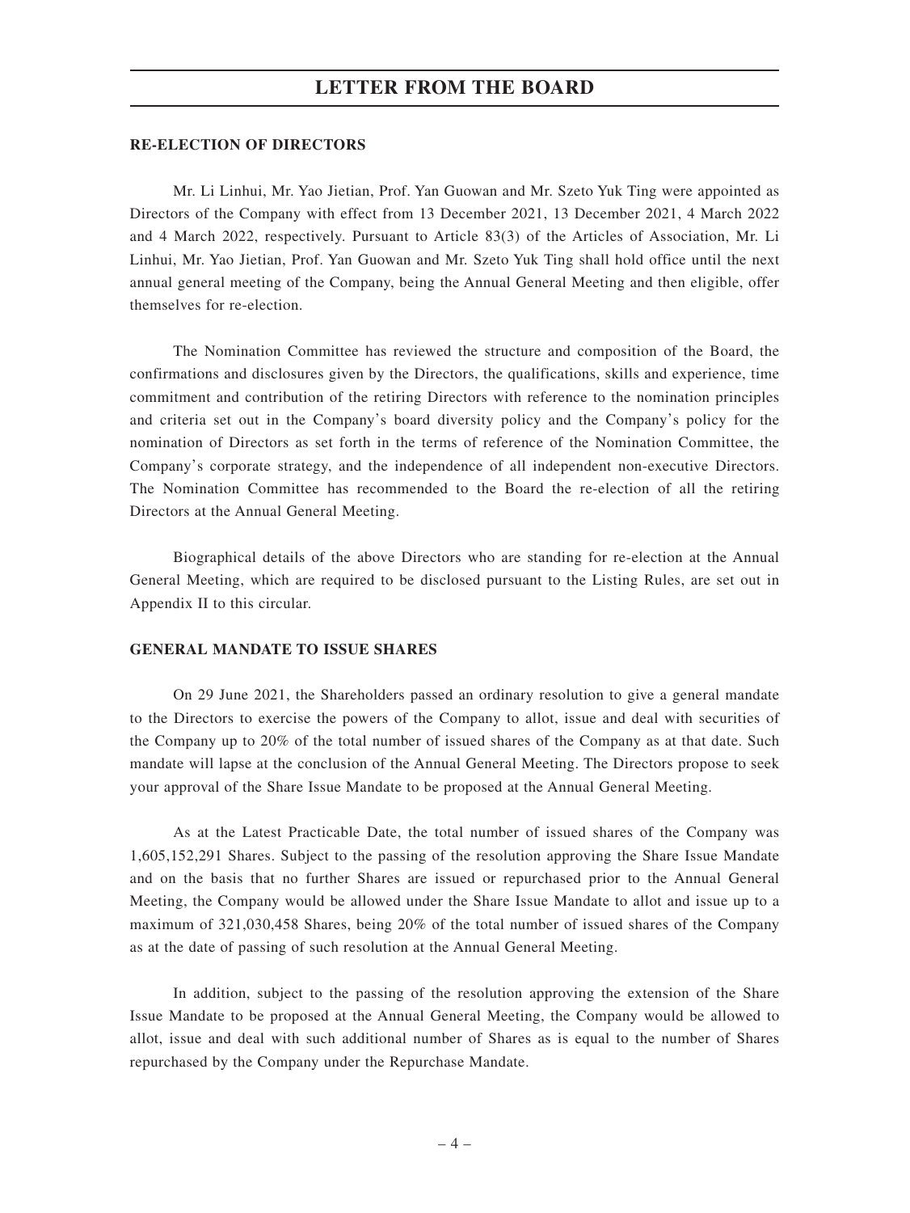# LETTER FROM THE BOARD

**RE-ELECTION OF DIRECTORS**

Mr. Li Linhui, Mr. Yao Jietian, Prof. Yan Guowan and Mr. Szeto Yuk Ting were appointed as Directors of the Company with effect from 13 December 2021, 13 December 2021, 4 March 2022 and 4 March 2022, respectively. Pursuant to Article 83(3) of the Articles of Association, Mr. Li Linhui, Mr. Yao Jietian, Prof. Yan Guowan and Mr. Szeto Yuk Ting shall hold office until the next annual general meeting of the Company, being the Annual General Meeting and then eligible, offer themselves for re-election.

The Nomination Committee has reviewed the structure and composition of the Board, the confirmations and disclosures given by the Directors, the qualifications, skills and experience, time commitment and contribution of the retiring Directors with reference to the nomination principles and criteria set out in the Company's board diversity policy and the Company's policy for the nomination of Directors as set forth in the terms of reference of the Nomination Committee, the Company's corporate strategy, and the independence of all independent non-executive Directors. The Nomination Committee has recommended to the Board the re-election of all the retiring Directors at the Annual General Meeting.

Biographical details of the above Directors who are standing for re-election at the Annual General Meeting, which are required to be disclosed pursuant to the Listing Rules, are set out in Appendix II to this circular.

**GENERAL MANDATE TO ISSUE SHARES**

On 29 June 2021, the Shareholders passed an ordinary resolution to give a general mandate to the Directors to exercise the powers of the Company to allot, issue and deal with securities of the Company up to 20% of the total number of issued shares of the Company as at that date. Such mandate will lapse at the conclusion of the Annual General Meeting. The Directors propose to seek your approval of the Share Issue Mandate to be proposed at the Annual General Meeting.

As at the Latest Practicable Date, the total number of issued shares of the Company was 1,605,152,291 Shares. Subject to the passing of the resolution approving the Share Issue Mandate and on the basis that no further Shares are issued or repurchased prior to the Annual General Meeting, the Company would be allowed under the Share Issue Mandate to allot and issue up to a maximum of 321,030,458 Shares, being 20% of the total number of issued shares of the Company as at the date of passing of such resolution at the Annual General Meeting.

In addition, subject to the passing of the resolution approving the extension of the Share Issue Mandate to be proposed at the Annual General Meeting, the Company would be allowed to allot, issue and deal with such additional number of Shares as is equal to the number of Shares repurchased by the Company under the Repurchase Mandate.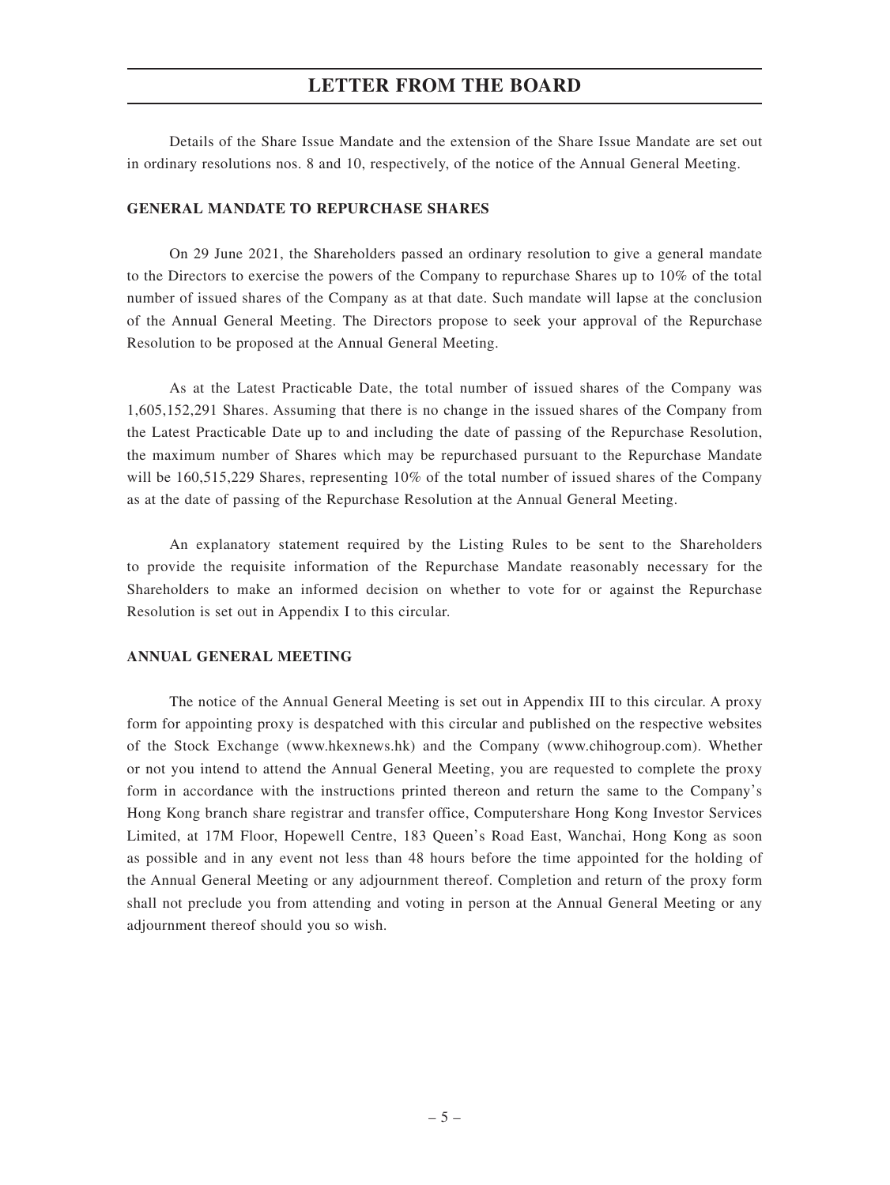Details of the Share Issue Mandate and the extension of the Share Issue Mandate are set out in ordinary resolutions nos. 8 and 10, respectively, of the notice of the Annual General Meeting.

## GENERAL MANDATE TO REPURCHASE SHARES

On 29 June 2021, the Shareholders passed an ordinary resolution to give a general mandate to the Directors to exercise the powers of the Company to repurchase Shares up to 10% of the total number of issued shares of the Company as at that date. Such mandate will lapse at the conclusion of the Annual General Meeting. The Directors propose to seek your approval of the Repurchase Resolution to be proposed at the Annual General Meeting.

As at the Latest Practicable Date, the total number of issued shares of the Company was 1,605,152,291 Shares. Assuming that there is no change in the issued shares of the Company from the Latest Practicable Date up to and including the date of passing of the Repurchase Resolution, the maximum number of Shares which may be repurchased pursuant to the Repurchase Mandate will be 160,515,229 Shares, representing 10% of the total number of issued shares of the Company as at the date of passing of the Repurchase Resolution at the Annual General Meeting.

An explanatory statement required by the Listing Rules to be sent to the Shareholders to provide the requisite information of the Repurchase Mandate reasonably necessary for the Shareholders to make an informed decision on whether to vote for or against the Repurchase Resolution is set out in Appendix I to this circular.

## ANNUAL GENERAL MEETING

The notice of the Annual General Meeting is set out in Appendix III to this circular. A proxy form for appointing proxy is despatched with this circular and published on the respective websites of the Stock Exchange (www.hkexnews.hk) and the Company (www.chihogroup.com). Whether or not you intend to attend the Annual General Meeting, you are requested to complete the proxy form in accordance with the instructions printed thereon and return the same to the Company's Hong Kong branch share registrar and transfer office, Computershare Hong Kong Investor Services Limited, at 17M Floor, Hopewell Centre, 183 Queen's Road East, Wanchai, Hong Kong as soon as possible and in any event not less than 48 hours before the time appointed for the holding of the Annual General Meeting or any adjournment thereof. Completion and return of the proxy form shall not preclude you from attending and voting in person at the Annual General Meeting or any adjournment thereof should you so wish.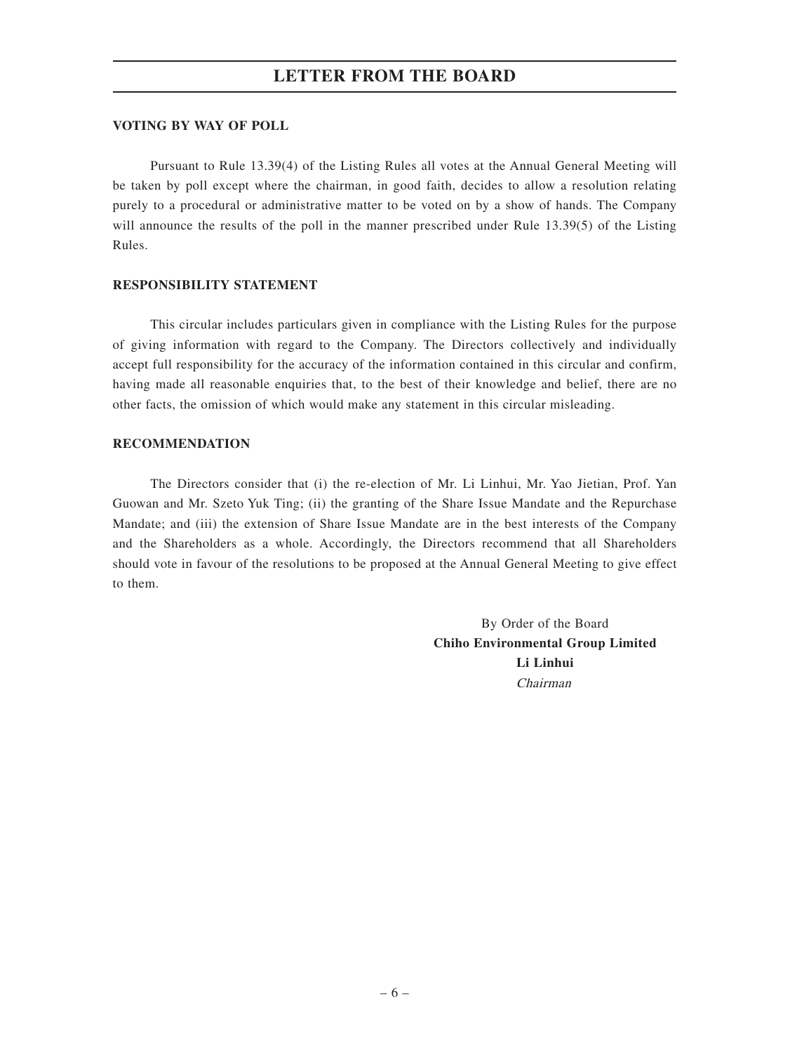## VOTING BY WAY OF POLL

Pursuant to Rule 13.39(4) of the Listing Rules all votes at the Annual General Meeting will be taken by poll except where the chairman, in good faith, decides to allow a resolution relating purely to a procedural or administrative matter to be voted on by a show of hands. The Company will announce the results of the poll in the manner prescribed under Rule 13.39(5) of the Listing Rules.

## RESPONSIBILITY STATEMENT

This circular includes particulars given in compliance with the Listing Rules for the purpose of giving information with regard to the Company. The Directors collectively and individually accept full responsibility for the accuracy of the information contained in this circular and confirm, having made all reasonable enquiries that, to the best of their knowledge and belief, there are no other facts, the omission of which would make any statement in this circular misleading.

## RECOMMENDATION

The Directors consider that (i) the re-election of Mr. Li Linhui, Mr. Yao Jietian, Prof. Yan Guowan and Mr. Szeto Yuk Ting; (ii) the granting of the Share Issue Mandate and the Repurchase Mandate; and (iii) the extension of Share Issue Mandate are in the best interests of the Company and the Shareholders as a whole. Accordingly, the Directors recommend that all Shareholders should vote in favour of the resolutions to be proposed at the Annual General Meeting to give effect to them.

By Order of the Board
**Chiho Environmental Group Limited**
**Li Linhui**
*Chairman*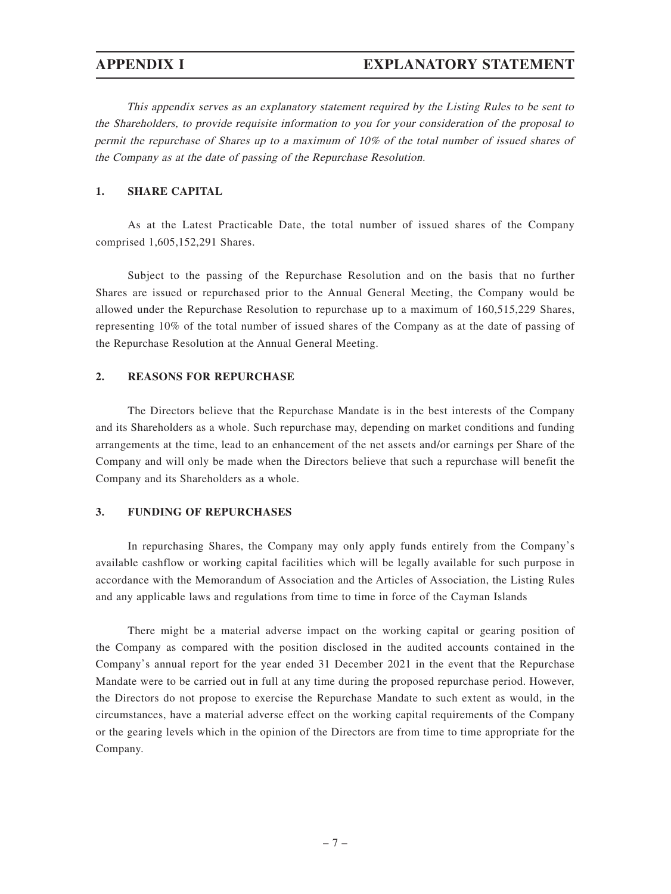# APPENDIX I EXPLANATORY STATEMENT

*This appendix serves as an explanatory statement required by the Listing Rules to be sent to the Shareholders, to provide requisite information to you for your consideration of the proposal to permit the repurchase of Shares up to a maximum of 10% of the total number of issued shares of the Company as at the date of passing of the Repurchase Resolution.*

## 1. SHARE CAPITAL

As at the Latest Practicable Date, the total number of issued shares of the Company comprised 1,605,152,291 Shares.

Subject to the passing of the Repurchase Resolution and on the basis that no further Shares are issued or repurchased prior to the Annual General Meeting, the Company would be allowed under the Repurchase Resolution to repurchase up to a maximum of 160,515,229 Shares, representing 10% of the total number of issued shares of the Company as at the date of passing of the Repurchase Resolution at the Annual General Meeting.

## 2. REASONS FOR REPURCHASE

The Directors believe that the Repurchase Mandate is in the best interests of the Company and its Shareholders as a whole. Such repurchase may, depending on market conditions and funding arrangements at the time, lead to an enhancement of the net assets and/or earnings per Share of the Company and will only be made when the Directors believe that such a repurchase will benefit the Company and its Shareholders as a whole.

## 3. FUNDING OF REPURCHASES

In repurchasing Shares, the Company may only apply funds entirely from the Company's available cashflow or working capital facilities which will be legally available for such purpose in accordance with the Memorandum of Association and the Articles of Association, the Listing Rules and any applicable laws and regulations from time to time in force of the Cayman Islands

There might be a material adverse impact on the working capital or gearing position of the Company as compared with the position disclosed in the audited accounts contained in the Company's annual report for the year ended 31 December 2021 in the event that the Repurchase Mandate were to be carried out in full at any time during the proposed repurchase period. However, the Directors do not propose to exercise the Repurchase Mandate to such extent as would, in the circumstances, have a material adverse effect on the working capital requirements of the Company or the gearing levels which in the opinion of the Directors are from time to time appropriate for the Company.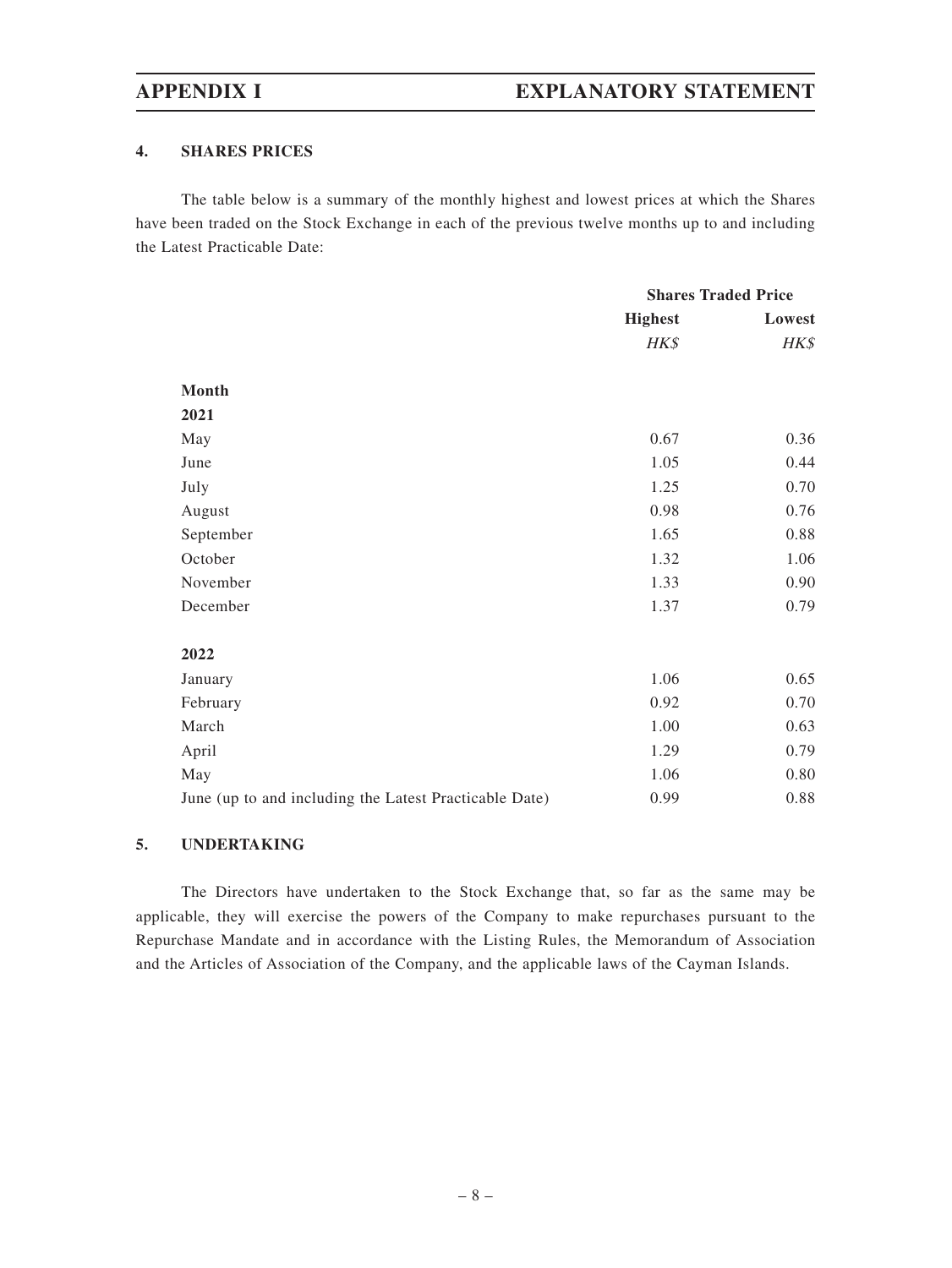## 4. SHARES PRICES

The table below is a summary of the monthly highest and lowest prices at which the Shares have been traded on the Stock Exchange in each of the previous twelve months up to and including the Latest Practicable Date:

| | Shares Traded Price | |
|---|---|---|
| | **Highest** | **Lowest** |
| | *HK$* | *HK$* |
| **Month** | | |
| **2021** | | |
| May | 0.67 | 0.36 |
| June | 1.05 | 0.44 |
| July | 1.25 | 0.70 |
| August | 0.98 | 0.76 |
| September | 1.65 | 0.88 |
| October | 1.32 | 1.06 |
| November | 1.33 | 0.90 |
| December | 1.37 | 0.79 |
| **2022** | | |
| January | 1.06 | 0.65 |
| February | 0.92 | 0.70 |
| March | 1.00 | 0.63 |
| April | 1.29 | 0.79 |
| May | 1.06 | 0.80 |
| June (up to and including the Latest Practicable Date) | 0.99 | 0.88 |

## 5. UNDERTAKING

The Directors have undertaken to the Stock Exchange that, so far as the same may be applicable, they will exercise the powers of the Company to make repurchases pursuant to the Repurchase Mandate and in accordance with the Listing Rules, the Memorandum of Association and the Articles of Association of the Company, and the applicable laws of the Cayman Islands.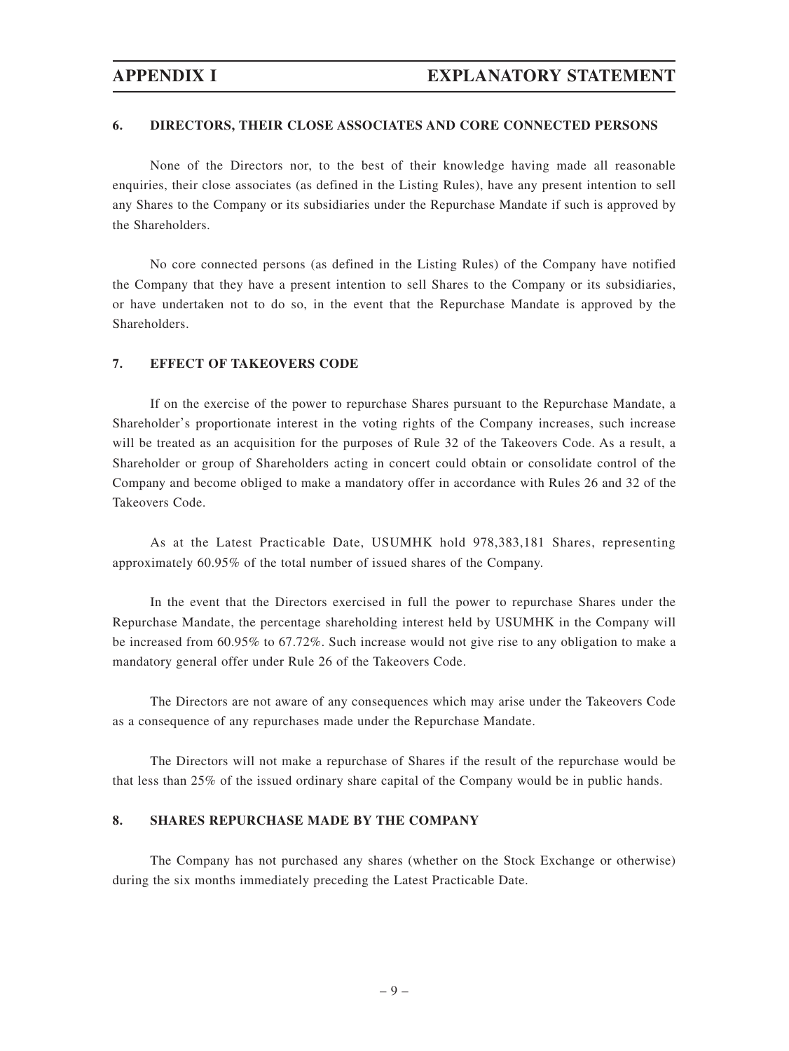## 6. DIRECTORS, THEIR CLOSE ASSOCIATES AND CORE CONNECTED PERSONS

None of the Directors nor, to the best of their knowledge having made all reasonable enquiries, their close associates (as defined in the Listing Rules), have any present intention to sell any Shares to the Company or its subsidiaries under the Repurchase Mandate if such is approved by the Shareholders.

No core connected persons (as defined in the Listing Rules) of the Company have notified the Company that they have a present intention to sell Shares to the Company or its subsidiaries, or have undertaken not to do so, in the event that the Repurchase Mandate is approved by the Shareholders.

## 7. EFFECT OF TAKEOVERS CODE

If on the exercise of the power to repurchase Shares pursuant to the Repurchase Mandate, a Shareholder's proportionate interest in the voting rights of the Company increases, such increase will be treated as an acquisition for the purposes of Rule 32 of the Takeovers Code. As a result, a Shareholder or group of Shareholders acting in concert could obtain or consolidate control of the Company and become obliged to make a mandatory offer in accordance with Rules 26 and 32 of the Takeovers Code.

As at the Latest Practicable Date, USUMHK hold 978,383,181 Shares, representing approximately 60.95% of the total number of issued shares of the Company.

In the event that the Directors exercised in full the power to repurchase Shares under the Repurchase Mandate, the percentage shareholding interest held by USUMHK in the Company will be increased from 60.95% to 67.72%. Such increase would not give rise to any obligation to make a mandatory general offer under Rule 26 of the Takeovers Code.

The Directors are not aware of any consequences which may arise under the Takeovers Code as a consequence of any repurchases made under the Repurchase Mandate.

The Directors will not make a repurchase of Shares if the result of the repurchase would be that less than 25% of the issued ordinary share capital of the Company would be in public hands.

## 8. SHARES REPURCHASE MADE BY THE COMPANY

The Company has not purchased any shares (whether on the Stock Exchange or otherwise) during the six months immediately preceding the Latest Practicable Date.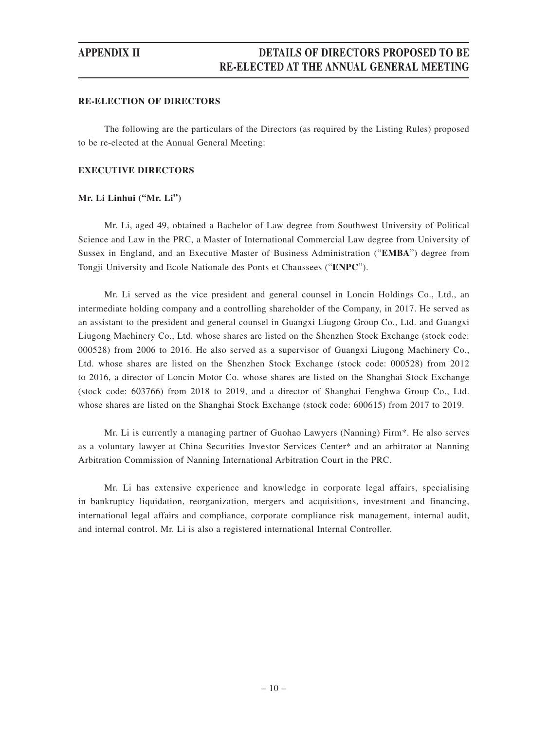# APPENDIX II — DETAILS OF DIRECTORS PROPOSED TO BE RE-ELECTED AT THE ANNUAL GENERAL MEETING

## RE-ELECTION OF DIRECTORS

The following are the particulars of the Directors (as required by the Listing Rules) proposed to be re-elected at the Annual General Meeting:

## EXECUTIVE DIRECTORS

### Mr. Li Linhui ("Mr. Li")

Mr. Li, aged 49, obtained a Bachelor of Law degree from Southwest University of Political Science and Law in the PRC, a Master of International Commercial Law degree from University of Sussex in England, and an Executive Master of Business Administration ("**EMBA**") degree from Tongji University and Ecole Nationale des Ponts et Chaussees ("**ENPC**").

Mr. Li served as the vice president and general counsel in Loncin Holdings Co., Ltd., an intermediate holding company and a controlling shareholder of the Company, in 2017. He served as an assistant to the president and general counsel in Guangxi Liugong Group Co., Ltd. and Guangxi Liugong Machinery Co., Ltd. whose shares are listed on the Shenzhen Stock Exchange (stock code: 000528) from 2006 to 2016. He also served as a supervisor of Guangxi Liugong Machinery Co., Ltd. whose shares are listed on the Shenzhen Stock Exchange (stock code: 000528) from 2012 to 2016, a director of Loncin Motor Co. whose shares are listed on the Shanghai Stock Exchange (stock code: 603766) from 2018 to 2019, and a director of Shanghai Fenghwa Group Co., Ltd. whose shares are listed on the Shanghai Stock Exchange (stock code: 600615) from 2017 to 2019.

Mr. Li is currently a managing partner of Guohao Lawyers (Nanning) Firm*. He also serves as a voluntary lawyer at China Securities Investor Services Center* and an arbitrator at Nanning Arbitration Commission of Nanning International Arbitration Court in the PRC.

Mr. Li has extensive experience and knowledge in corporate legal affairs, specialising in bankruptcy liquidation, reorganization, mergers and acquisitions, investment and financing, international legal affairs and compliance, corporate compliance risk management, internal audit, and internal control. Mr. Li is also a registered international Internal Controller.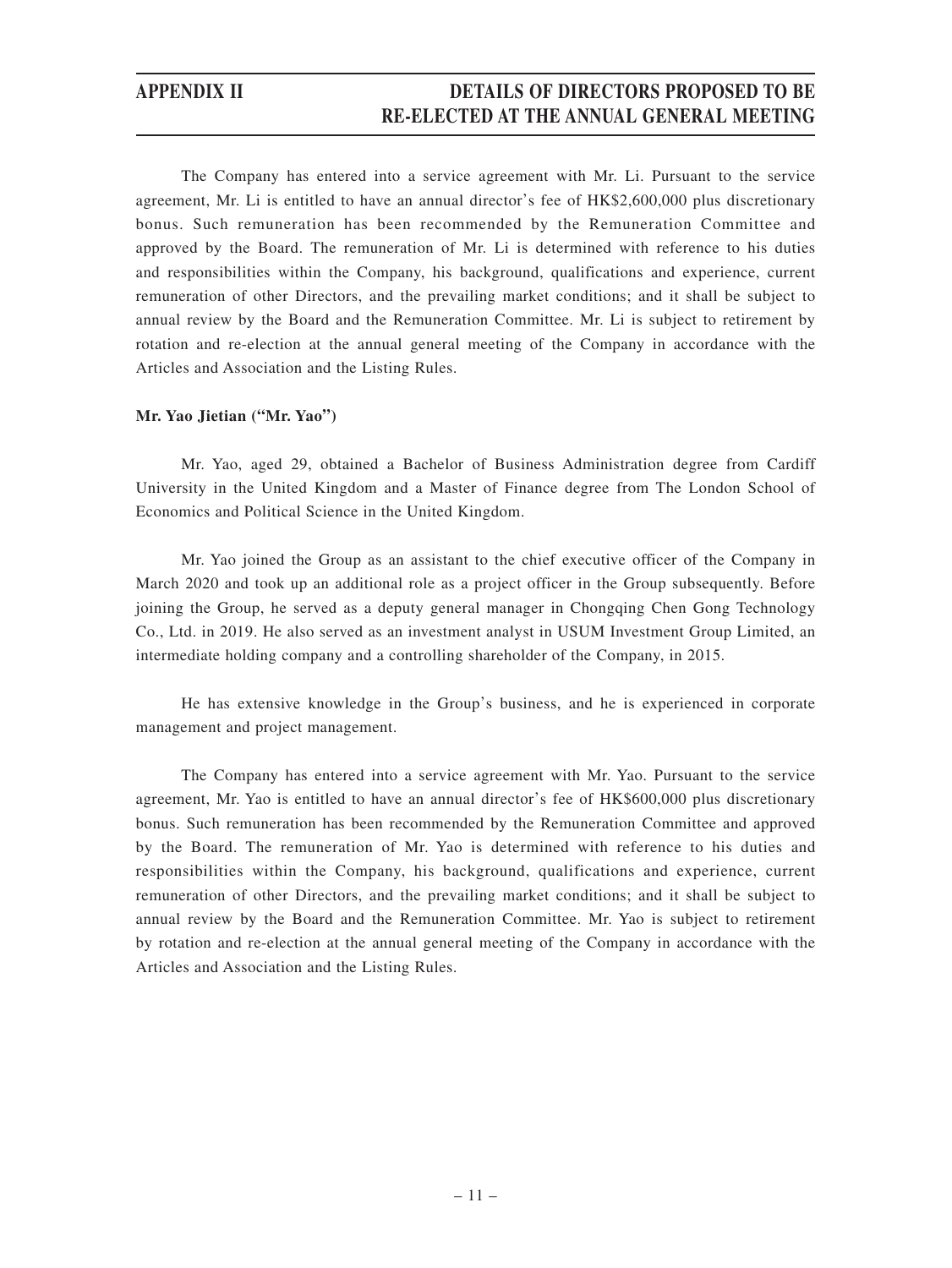The Company has entered into a service agreement with Mr. Li. Pursuant to the service agreement, Mr. Li is entitled to have an annual director's fee of HK$2,600,000 plus discretionary bonus. Such remuneration has been recommended by the Remuneration Committee and approved by the Board. The remuneration of Mr. Li is determined with reference to his duties and responsibilities within the Company, his background, qualifications and experience, current remuneration of other Directors, and the prevailing market conditions; and it shall be subject to annual review by the Board and the Remuneration Committee. Mr. Li is subject to retirement by rotation and re-election at the annual general meeting of the Company in accordance with the Articles and Association and the Listing Rules.

**Mr. Yao Jietian ("Mr. Yao")**

Mr. Yao, aged 29, obtained a Bachelor of Business Administration degree from Cardiff University in the United Kingdom and a Master of Finance degree from The London School of Economics and Political Science in the United Kingdom.

Mr. Yao joined the Group as an assistant to the chief executive officer of the Company in March 2020 and took up an additional role as a project officer in the Group subsequently. Before joining the Group, he served as a deputy general manager in Chongqing Chen Gong Technology Co., Ltd. in 2019. He also served as an investment analyst in USUM Investment Group Limited, an intermediate holding company and a controlling shareholder of the Company, in 2015.

He has extensive knowledge in the Group's business, and he is experienced in corporate management and project management.

The Company has entered into a service agreement with Mr. Yao. Pursuant to the service agreement, Mr. Yao is entitled to have an annual director's fee of HK$600,000 plus discretionary bonus. Such remuneration has been recommended by the Remuneration Committee and approved by the Board. The remuneration of Mr. Yao is determined with reference to his duties and responsibilities within the Company, his background, qualifications and experience, current remuneration of other Directors, and the prevailing market conditions; and it shall be subject to annual review by the Board and the Remuneration Committee. Mr. Yao is subject to retirement by rotation and re-election at the annual general meeting of the Company in accordance with the Articles and Association and the Listing Rules.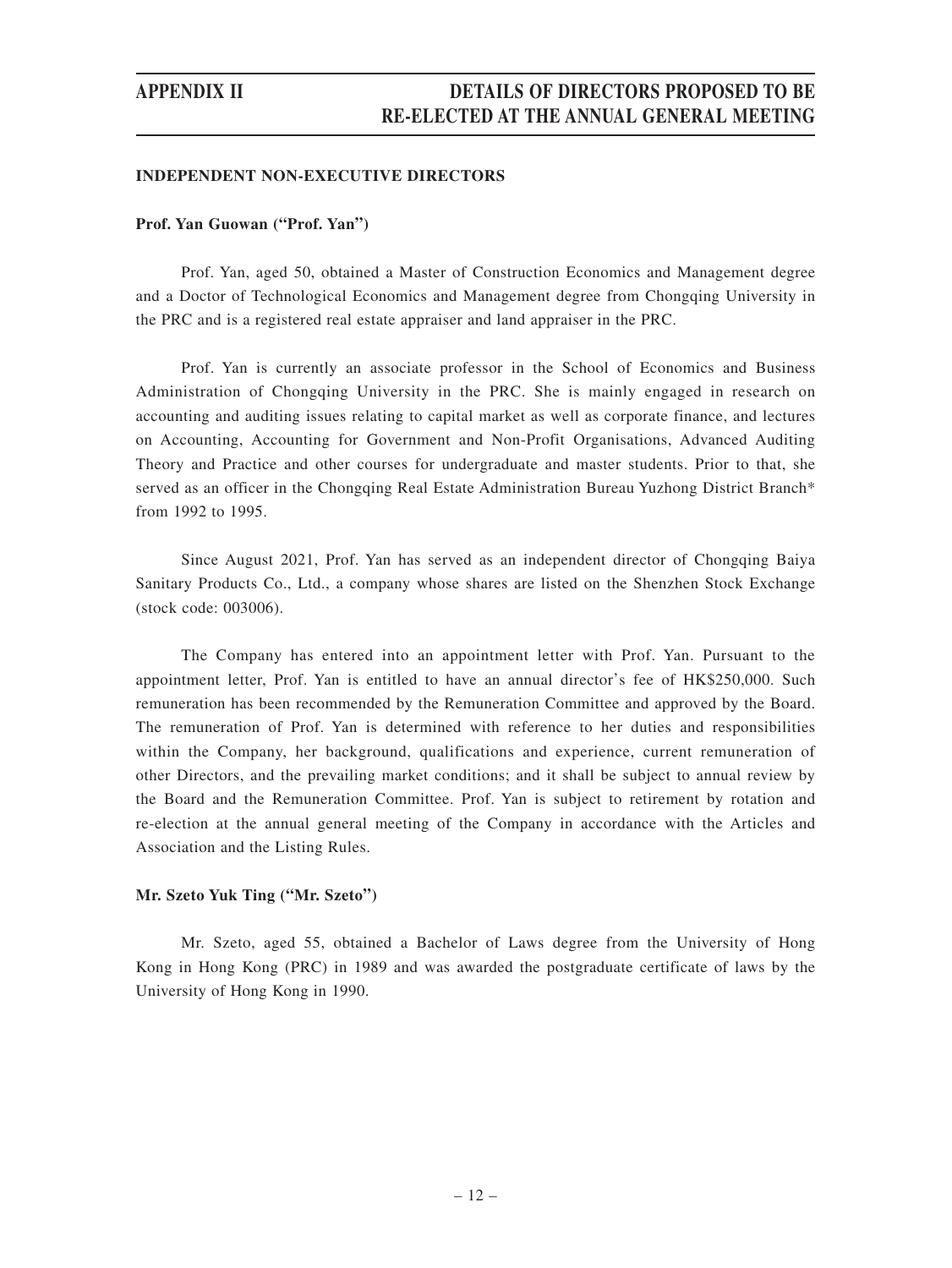## INDEPENDENT NON-EXECUTIVE DIRECTORS

**Prof. Yan Guowan ("Prof. Yan")**

Prof. Yan, aged 50, obtained a Master of Construction Economics and Management degree and a Doctor of Technological Economics and Management degree from Chongqing University in the PRC and is a registered real estate appraiser and land appraiser in the PRC.

Prof. Yan is currently an associate professor in the School of Economics and Business Administration of Chongqing University in the PRC. She is mainly engaged in research on accounting and auditing issues relating to capital market as well as corporate finance, and lectures on Accounting, Accounting for Government and Non-Profit Organisations, Advanced Auditing Theory and Practice and other courses for undergraduate and master students. Prior to that, she served as an officer in the Chongqing Real Estate Administration Bureau Yuzhong District Branch* from 1992 to 1995.

Since August 2021, Prof. Yan has served as an independent director of Chongqing Baiya Sanitary Products Co., Ltd., a company whose shares are listed on the Shenzhen Stock Exchange (stock code: 003006).

The Company has entered into an appointment letter with Prof. Yan. Pursuant to the appointment letter, Prof. Yan is entitled to have an annual director's fee of HK$250,000. Such remuneration has been recommended by the Remuneration Committee and approved by the Board. The remuneration of Prof. Yan is determined with reference to her duties and responsibilities within the Company, her background, qualifications and experience, current remuneration of other Directors, and the prevailing market conditions; and it shall be subject to annual review by the Board and the Remuneration Committee. Prof. Yan is subject to retirement by rotation and re-election at the annual general meeting of the Company in accordance with the Articles and Association and the Listing Rules.

**Mr. Szeto Yuk Ting ("Mr. Szeto")**

Mr. Szeto, aged 55, obtained a Bachelor of Laws degree from the University of Hong Kong in Hong Kong (PRC) in 1989 and was awarded the postgraduate certificate of laws by the University of Hong Kong in 1990.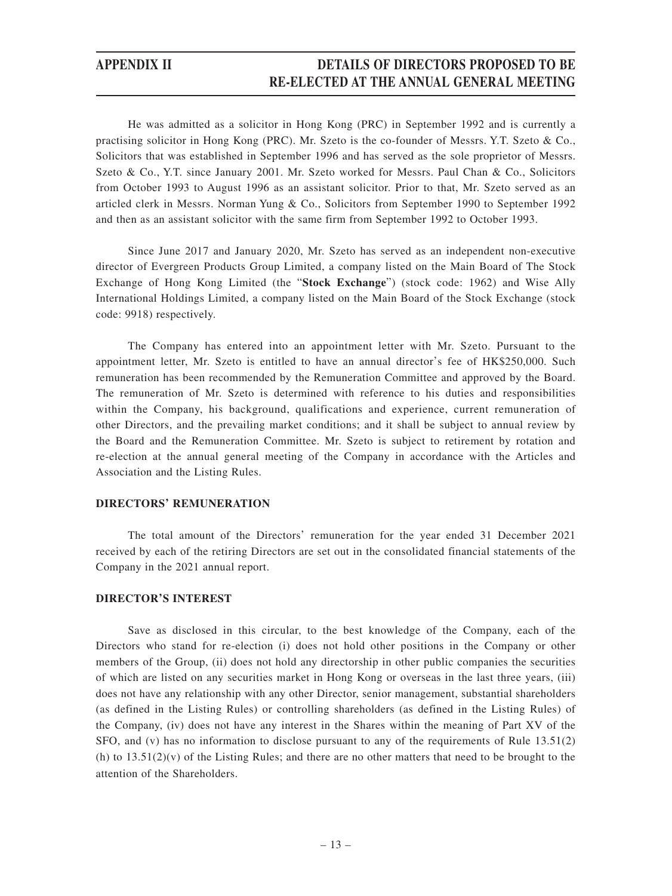He was admitted as a solicitor in Hong Kong (PRC) in September 1992 and is currently a practising solicitor in Hong Kong (PRC). Mr. Szeto is the co-founder of Messrs. Y.T. Szeto & Co., Solicitors that was established in September 1996 and has served as the sole proprietor of Messrs. Szeto & Co., Y.T. since January 2001. Mr. Szeto worked for Messrs. Paul Chan & Co., Solicitors from October 1993 to August 1996 as an assistant solicitor. Prior to that, Mr. Szeto served as an articled clerk in Messrs. Norman Yung & Co., Solicitors from September 1990 to September 1992 and then as an assistant solicitor with the same firm from September 1992 to October 1993.

Since June 2017 and January 2020, Mr. Szeto has served as an independent non-executive director of Evergreen Products Group Limited, a company listed on the Main Board of The Stock Exchange of Hong Kong Limited (the "**Stock Exchange**") (stock code: 1962) and Wise Ally International Holdings Limited, a company listed on the Main Board of the Stock Exchange (stock code: 9918) respectively.

The Company has entered into an appointment letter with Mr. Szeto. Pursuant to the appointment letter, Mr. Szeto is entitled to have an annual director's fee of HK$250,000. Such remuneration has been recommended by the Remuneration Committee and approved by the Board. The remuneration of Mr. Szeto is determined with reference to his duties and responsibilities within the Company, his background, qualifications and experience, current remuneration of other Directors, and the prevailing market conditions; and it shall be subject to annual review by the Board and the Remuneration Committee. Mr. Szeto is subject to retirement by rotation and re-election at the annual general meeting of the Company in accordance with the Articles and Association and the Listing Rules.

**DIRECTORS' REMUNERATION**

The total amount of the Directors' remuneration for the year ended 31 December 2021 received by each of the retiring Directors are set out in the consolidated financial statements of the Company in the 2021 annual report.

**DIRECTOR'S INTEREST**

Save as disclosed in this circular, to the best knowledge of the Company, each of the Directors who stand for re-election (i) does not hold other positions in the Company or other members of the Group, (ii) does not hold any directorship in other public companies the securities of which are listed on any securities market in Hong Kong or overseas in the last three years, (iii) does not have any relationship with any other Director, senior management, substantial shareholders (as defined in the Listing Rules) or controlling shareholders (as defined in the Listing Rules) of the Company, (iv) does not have any interest in the Shares within the meaning of Part XV of the SFO, and (v) has no information to disclose pursuant to any of the requirements of Rule 13.51(2)(h) to 13.51(2)(v) of the Listing Rules; and there are no other matters that need to be brought to the attention of the Shareholders.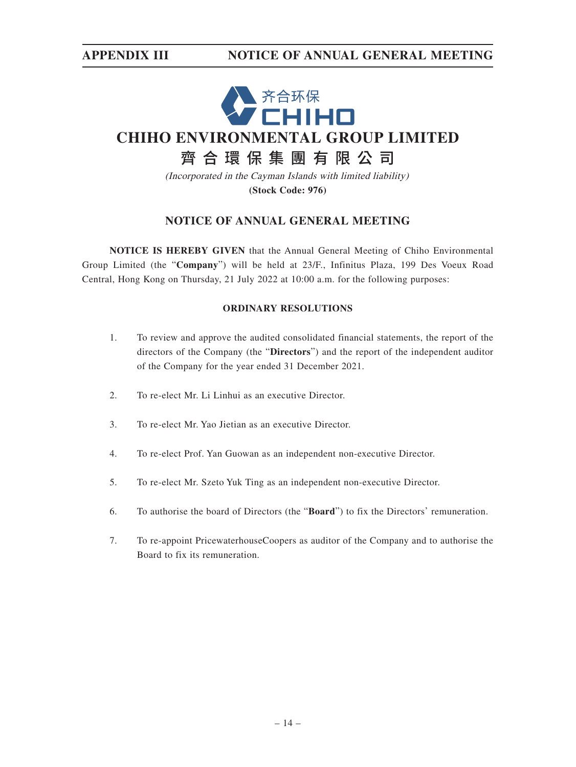# CHIHO ENVIRONMENTAL GROUP LIMITED

# 齊合環保集團有限公司

*(Incorporated in the Cayman Islands with limited liability)*

**(Stock Code: 976)**

## NOTICE OF ANNUAL GENERAL MEETING

**NOTICE IS HEREBY GIVEN** that the Annual General Meeting of Chiho Environmental Group Limited (the "**Company**") will be held at 23/F., Infinitus Plaza, 199 Des Voeux Road Central, Hong Kong on Thursday, 21 July 2022 at 10:00 a.m. for the following purposes:

### ORDINARY RESOLUTIONS

1. To review and approve the audited consolidated financial statements, the report of the directors of the Company (the "**Directors**") and the report of the independent auditor of the Company for the year ended 31 December 2021.

2. To re-elect Mr. Li Linhui as an executive Director.

3. To re-elect Mr. Yao Jietian as an executive Director.

4. To re-elect Prof. Yan Guowan as an independent non-executive Director.

5. To re-elect Mr. Szeto Yuk Ting as an independent non-executive Director.

6. To authorise the board of Directors (the "**Board**") to fix the Directors' remuneration.

7. To re-appoint PricewaterhouseCoopers as auditor of the Company and to authorise the Board to fix its remuneration.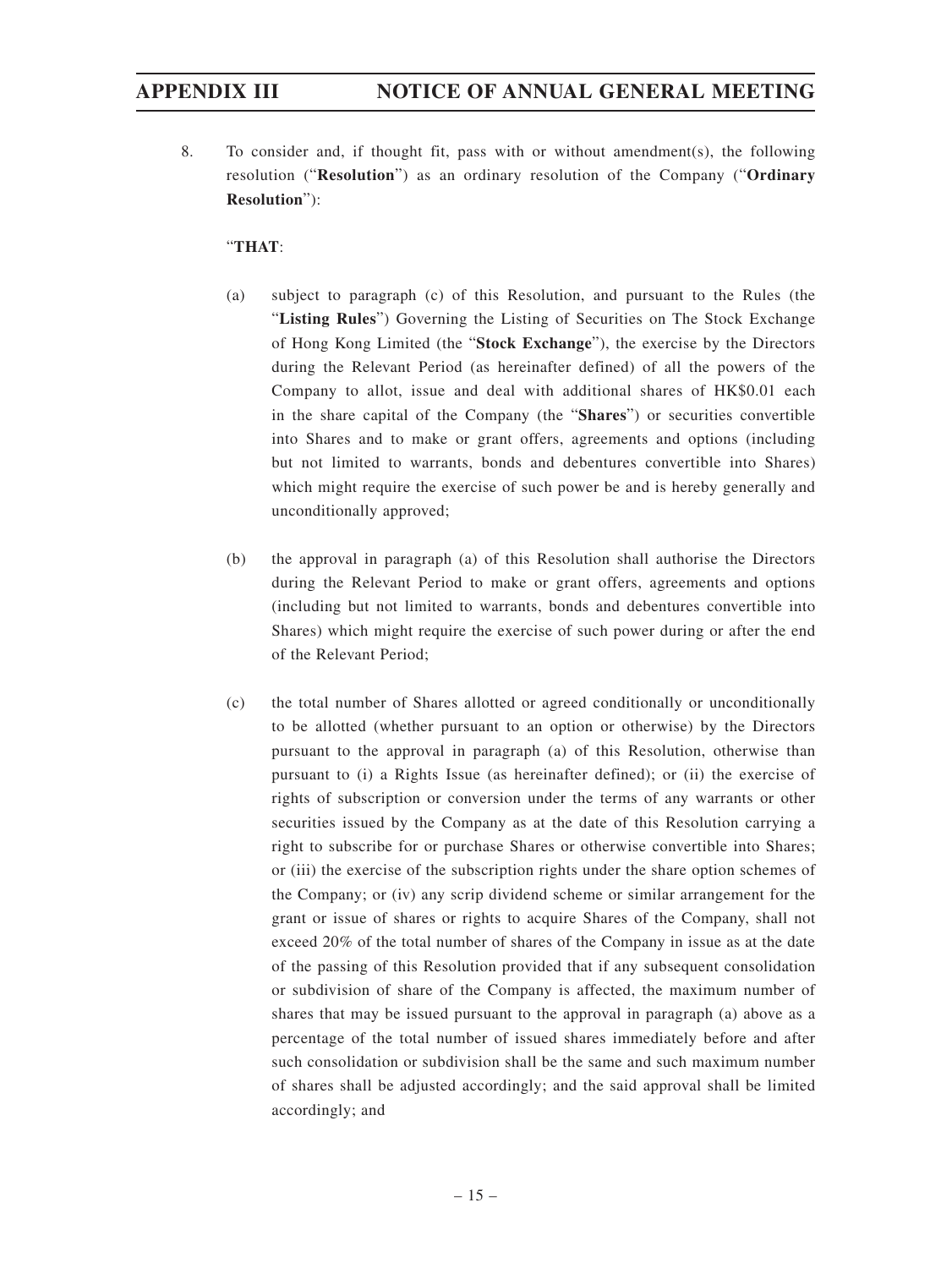8. To consider and, if thought fit, pass with or without amendment(s), the following resolution ("**Resolution**") as an ordinary resolution of the Company ("**Ordinary Resolution**"):

"**THAT**:

(a) subject to paragraph (c) of this Resolution, and pursuant to the Rules (the "**Listing Rules**") Governing the Listing of Securities on The Stock Exchange of Hong Kong Limited (the "**Stock Exchange**"), the exercise by the Directors during the Relevant Period (as hereinafter defined) of all the powers of the Company to allot, issue and deal with additional shares of HK$0.01 each in the share capital of the Company (the "**Shares**") or securities convertible into Shares and to make or grant offers, agreements and options (including but not limited to warrants, bonds and debentures convertible into Shares) which might require the exercise of such power be and is hereby generally and unconditionally approved;

(b) the approval in paragraph (a) of this Resolution shall authorise the Directors during the Relevant Period to make or grant offers, agreements and options (including but not limited to warrants, bonds and debentures convertible into Shares) which might require the exercise of such power during or after the end of the Relevant Period;

(c) the total number of Shares allotted or agreed conditionally or unconditionally to be allotted (whether pursuant to an option or otherwise) by the Directors pursuant to the approval in paragraph (a) of this Resolution, otherwise than pursuant to (i) a Rights Issue (as hereinafter defined); or (ii) the exercise of rights of subscription or conversion under the terms of any warrants or other securities issued by the Company as at the date of this Resolution carrying a right to subscribe for or purchase Shares or otherwise convertible into Shares; or (iii) the exercise of the subscription rights under the share option schemes of the Company; or (iv) any scrip dividend scheme or similar arrangement for the grant or issue of shares or rights to acquire Shares of the Company, shall not exceed 20% of the total number of shares of the Company in issue as at the date of the passing of this Resolution provided that if any subsequent consolidation or subdivision of share of the Company is affected, the maximum number of shares that may be issued pursuant to the approval in paragraph (a) above as a percentage of the total number of issued shares immediately before and after such consolidation or subdivision shall be the same and such maximum number of shares shall be adjusted accordingly; and the said approval shall be limited accordingly; and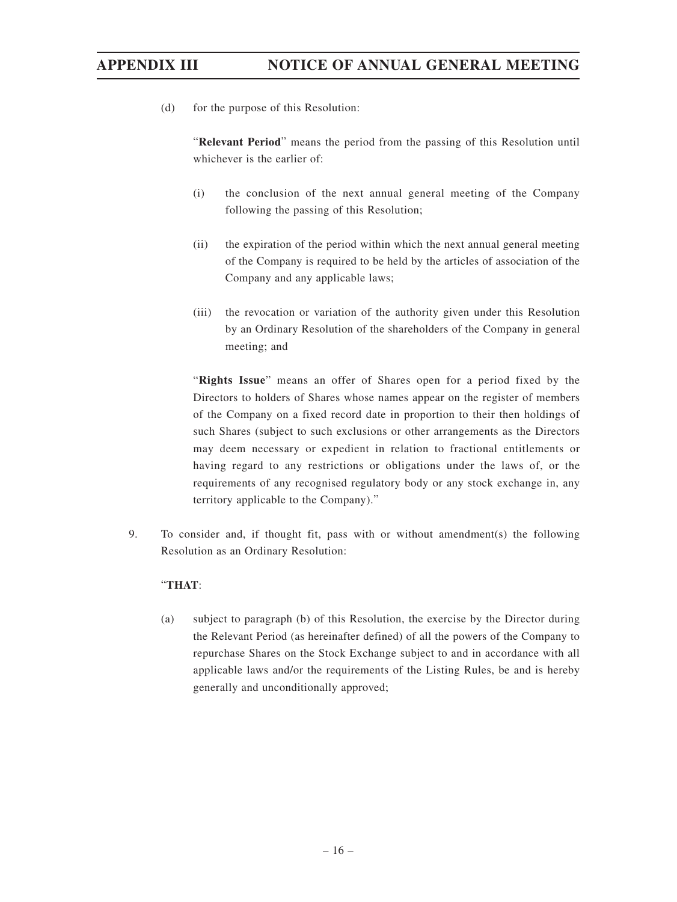(d) for the purpose of this Resolution:

"**Relevant Period**" means the period from the passing of this Resolution until whichever is the earlier of:

(i) the conclusion of the next annual general meeting of the Company following the passing of this Resolution;

(ii) the expiration of the period within which the next annual general meeting of the Company is required to be held by the articles of association of the Company and any applicable laws;

(iii) the revocation or variation of the authority given under this Resolution by an Ordinary Resolution of the shareholders of the Company in general meeting; and

"**Rights Issue**" means an offer of Shares open for a period fixed by the Directors to holders of Shares whose names appear on the register of members of the Company on a fixed record date in proportion to their then holdings of such Shares (subject to such exclusions or other arrangements as the Directors may deem necessary or expedient in relation to fractional entitlements or having regard to any restrictions or obligations under the laws of, or the requirements of any recognised regulatory body or any stock exchange in, any territory applicable to the Company)."

9. To consider and, if thought fit, pass with or without amendment(s) the following Resolution as an Ordinary Resolution:

"**THAT**:

(a) subject to paragraph (b) of this Resolution, the exercise by the Director during the Relevant Period (as hereinafter defined) of all the powers of the Company to repurchase Shares on the Stock Exchange subject to and in accordance with all applicable laws and/or the requirements of the Listing Rules, be and is hereby generally and unconditionally approved;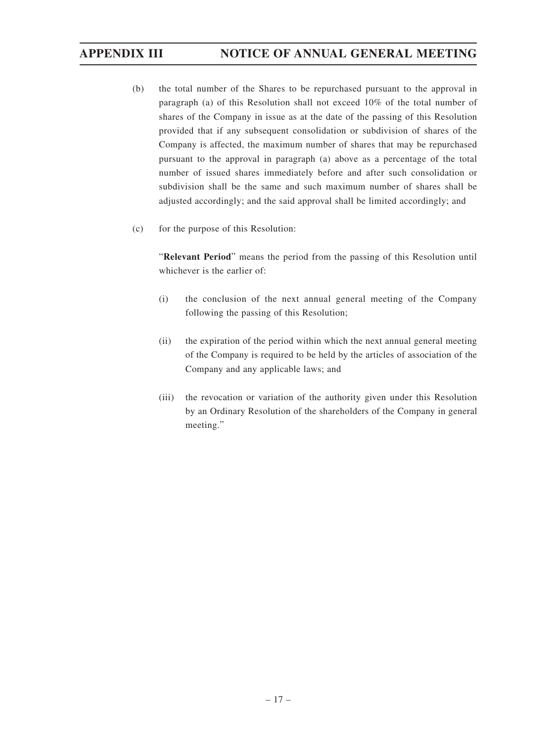(b) the total number of the Shares to be repurchased pursuant to the approval in paragraph (a) of this Resolution shall not exceed 10% of the total number of shares of the Company in issue as at the date of the passing of this Resolution provided that if any subsequent consolidation or subdivision of shares of the Company is affected, the maximum number of shares that may be repurchased pursuant to the approval in paragraph (a) above as a percentage of the total number of issued shares immediately before and after such consolidation or subdivision shall be the same and such maximum number of shares shall be adjusted accordingly; and the said approval shall be limited accordingly; and

(c) for the purpose of this Resolution:

"**Relevant Period**" means the period from the passing of this Resolution until whichever is the earlier of:

(i) the conclusion of the next annual general meeting of the Company following the passing of this Resolution;

(ii) the expiration of the period within which the next annual general meeting of the Company is required to be held by the articles of association of the Company and any applicable laws; and

(iii) the revocation or variation of the authority given under this Resolution by an Ordinary Resolution of the shareholders of the Company in general meeting."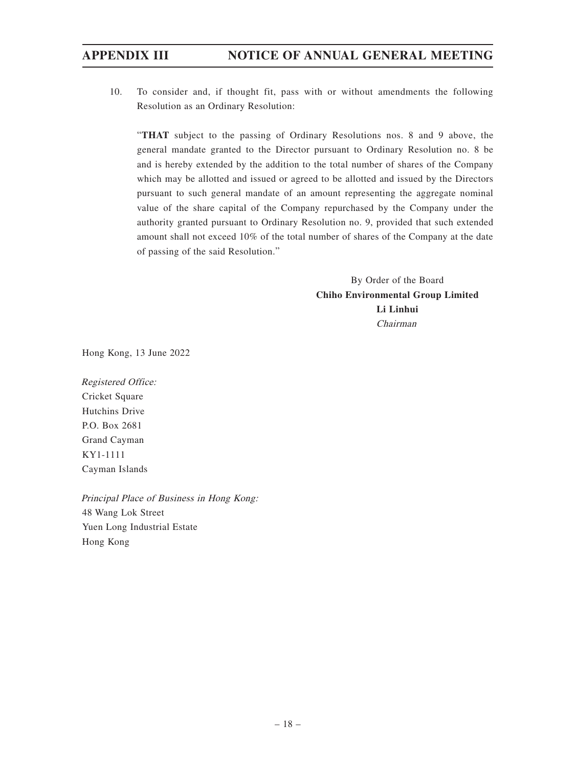10. To consider and, if thought fit, pass with or without amendments the following Resolution as an Ordinary Resolution:

"**THAT** subject to the passing of Ordinary Resolutions nos. 8 and 9 above, the general mandate granted to the Director pursuant to Ordinary Resolution no. 8 be and is hereby extended by the addition to the total number of shares of the Company which may be allotted and issued or agreed to be allotted and issued by the Directors pursuant to such general mandate of an amount representing the aggregate nominal value of the share capital of the Company repurchased by the Company under the authority granted pursuant to Ordinary Resolution no. 9, provided that such extended amount shall not exceed 10% of the total number of shares of the Company at the date of passing of the said Resolution."

By Order of the Board
**Chiho Environmental Group Limited**
**Li Linhui**
*Chairman*

Hong Kong, 13 June 2022

*Registered Office:*
Cricket Square
Hutchins Drive
P.O. Box 2681
Grand Cayman
KY1-1111
Cayman Islands

*Principal Place of Business in Hong Kong:*
48 Wang Lok Street
Yuen Long Industrial Estate
Hong Kong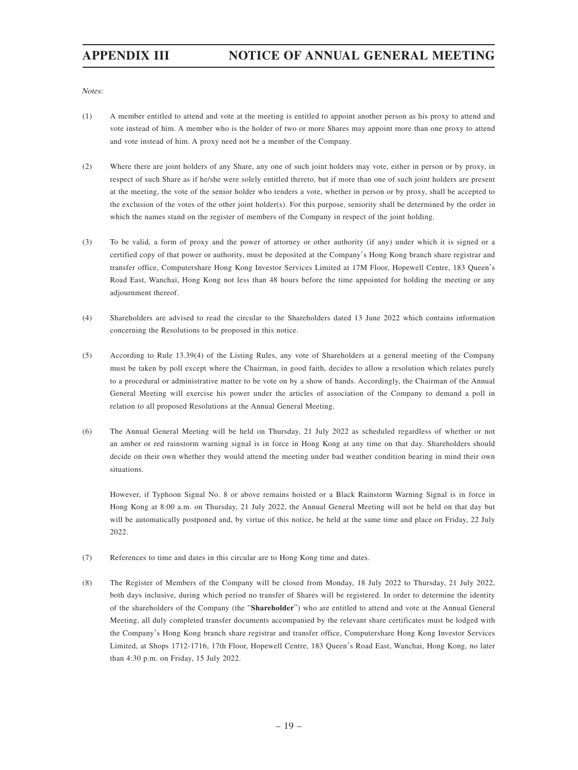*Notes:*

(1) A member entitled to attend and vote at the meeting is entitled to appoint another person as his proxy to attend and vote instead of him. A member who is the holder of two or more Shares may appoint more than one proxy to attend and vote instead of him. A proxy need not be a member of the Company.

(2) Where there are joint holders of any Share, any one of such joint holders may vote, either in person or by proxy, in respect of such Share as if he/she were solely entitled thereto, but if more than one of such joint holders are present at the meeting, the vote of the senior holder who tenders a vote, whether in person or by proxy, shall be accepted to the exclusion of the votes of the other joint holder(s). For this purpose, seniority shall be determined by the order in which the names stand on the register of members of the Company in respect of the joint holding.

(3) To be valid, a form of proxy and the power of attorney or other authority (if any) under which it is signed or a certified copy of that power or authority, must be deposited at the Company's Hong Kong branch share registrar and transfer office, Computershare Hong Kong Investor Services Limited at 17M Floor, Hopewell Centre, 183 Queen's Road East, Wanchai, Hong Kong not less than 48 hours before the time appointed for holding the meeting or any adjournment thereof.

(4) Shareholders are advised to read the circular to the Shareholders dated 13 June 2022 which contains information concerning the Resolutions to be proposed in this notice.

(5) According to Rule 13.39(4) of the Listing Rules, any vote of Shareholders at a general meeting of the Company must be taken by poll except where the Chairman, in good faith, decides to allow a resolution which relates purely to a procedural or administrative matter to be vote on by a show of hands. Accordingly, the Chairman of the Annual General Meeting will exercise his power under the articles of association of the Company to demand a poll in relation to all proposed Resolutions at the Annual General Meeting.

(6) The Annual General Meeting will be held on Thursday, 21 July 2022 as scheduled regardless of whether or not an amber or red rainstorm warning signal is in force in Hong Kong at any time on that day. Shareholders should decide on their own whether they would attend the meeting under bad weather condition bearing in mind their own situations.

However, if Typhoon Signal No. 8 or above remains hoisted or a Black Rainstorm Warning Signal is in force in Hong Kong at 8:00 a.m. on Thursday, 21 July 2022, the Annual General Meeting will not be held on that day but will be automatically postponed and, by virtue of this notice, be held at the same time and place on Friday, 22 July 2022.

(7) References to time and dates in this circular are to Hong Kong time and dates.

(8) The Register of Members of the Company will be closed from Monday, 18 July 2022 to Thursday, 21 July 2022, both days inclusive, during which period no transfer of Shares will be registered. In order to determine the identity of the shareholders of the Company (the "**Shareholder**") who are entitled to attend and vote at the Annual General Meeting, all duly completed transfer documents accompanied by the relevant share certificates must be lodged with the Company's Hong Kong branch share registrar and transfer office, Computershare Hong Kong Investor Services Limited, at Shops 1712-1716, 17th Floor, Hopewell Centre, 183 Queen's Road East, Wanchai, Hong Kong, no later than 4:30 p.m. on Friday, 15 July 2022.